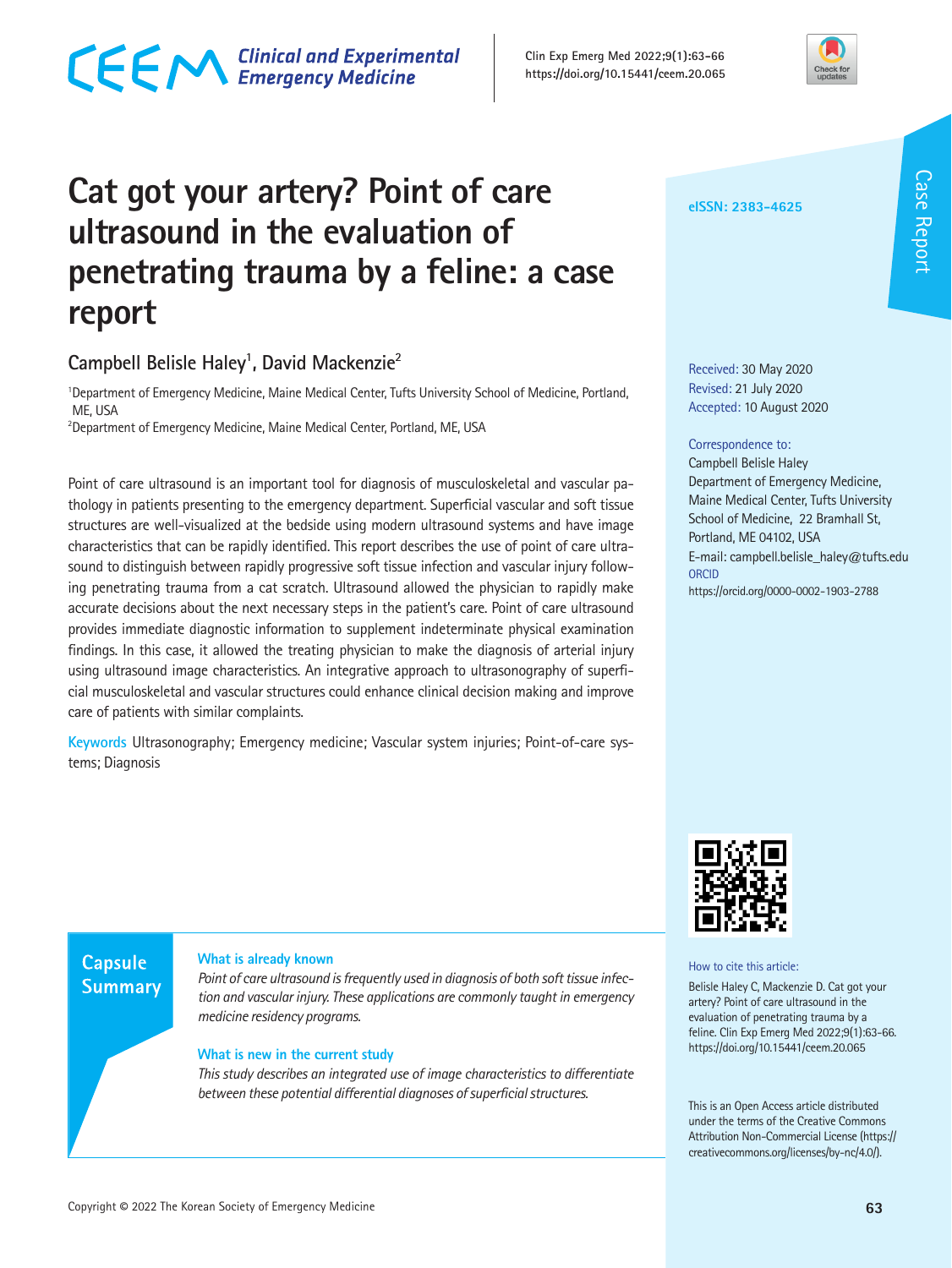# Cat got your artery? Point of care ultrasound in the evaluation of penetrating trauma by a feline: a case report

Campbell Belisle Haley[1], David Mackenzie[2]

[1]Department of Emergency Medicine, Maine Medical Center, Tufts University School of Medicine, Portland, ME, USA

[2]Department of Emergency Medicine, Maine Medical Center, Portland, ME, USA

Point of care ultrasound is an important tool for diagnosis of musculoskeletal and vascular pathology in patients presenting to the emergency department. Superficial vascular and soft tissue structures are well-visualized at the bedside using modern ultrasound systems and have image characteristics that can be rapidly identified. This report describes the use of point of care ultrasound to distinguish between rapidly progressive soft tissue infection and vascular injury following penetrating trauma from a cat scratch. Ultrasound allowed the physician to rapidly make accurate decisions about the next necessary steps in the patient's care. Point of care ultrasound provides immediate diagnostic information to supplement indeterminate physical examination findings. In this case, it allowed the treating physician to make the diagnosis of arterial injury using ultrasound image characteristics. An integrative approach to ultrasonography of superficial musculoskeletal and vascular structures could enhance clinical decision making and improve care of patients with similar complaints.

**Keywords** Ultrasonography; Emergency medicine; Vascular system injuries; Point-of-care systems; Diagnosis

eISSN: 2383-4625

Received: 30 May 2020
Revised: 21 July 2020
Accepted: 10 August 2020

Correspondence to:
Campbell Belisle Haley
Department of Emergency Medicine, Maine Medical Center, Tufts University School of Medicine, 22 Bramhall St, Portland, ME 04102, USA
E-mail: campbell.belisle_haley@tufts.edu
ORCID
https://orcid.org/0000-0002-1903-2788

How to cite this article:
Belisle Haley C, Mackenzie D. Cat got your artery? Point of care ultrasound in the evaluation of penetrating trauma by a feline. Clin Exp Emerg Med 2022;9(1):63-66. https://doi.org/10.15441/ceem.20.065

This is an Open Access article distributed under the terms of the Creative Commons Attribution Non-Commercial License (https://creativecommons.org/licenses/by-nc/4.0/).

## Capsule Summary

**What is already known**

*Point of care ultrasound is frequently used in diagnosis of both soft tissue infection and vascular injury. These applications are commonly taught in emergency medicine residency programs.*

**What is new in the current study**

*This study describes an integrated use of image characteristics to differentiate between these potential differential diagnoses of superficial structures.*

Copyright © 2022 The Korean Society of Emergency Medicine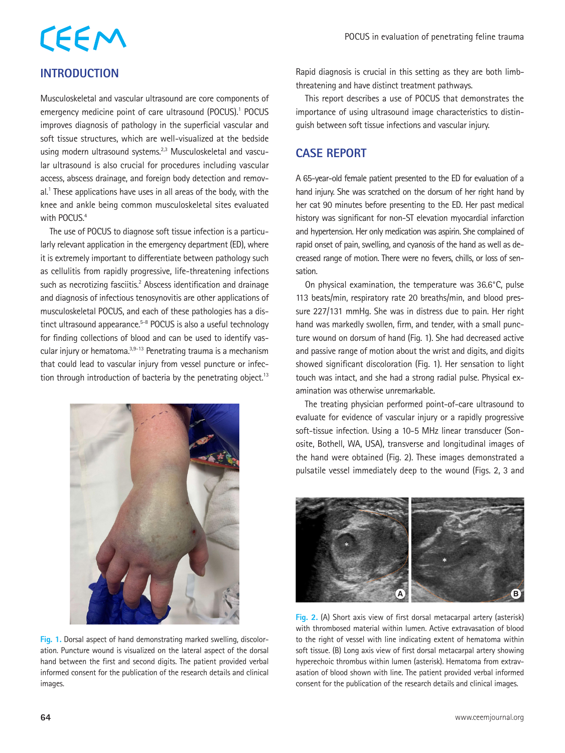## INTRODUCTION

Musculoskeletal and vascular ultrasound are core components of emergency medicine point of care ultrasound (POCUS).[1] POCUS improves diagnosis of pathology in the superficial vascular and soft tissue structures, which are well-visualized at the bedside using modern ultrasound systems.[2,3] Musculoskeletal and vascular ultrasound is also crucial for procedures including vascular access, abscess drainage, and foreign body detection and removal.[1] These applications have uses in all areas of the body, with the knee and ankle being common musculoskeletal sites evaluated with POCUS.[4]

The use of POCUS to diagnose soft tissue infection is a particularly relevant application in the emergency department (ED), where it is extremely important to differentiate between pathology such as cellulitis from rapidly progressive, life-threatening infections such as necrotizing fasciitis.[2] Abscess identification and drainage and diagnosis of infectious tenosynovitis are other applications of musculoskeletal POCUS, and each of these pathologies has a distinct ultrasound appearance.[5-8] POCUS is also a useful technology for finding collections of blood and can be used to identify vascular injury or hematoma.[3,9-13] Penetrating trauma is a mechanism that could lead to vascular injury from vessel puncture or infection through introduction of bacteria by the penetrating object.[13]

Fig. 1. Dorsal aspect of hand demonstrating marked swelling, discoloration. Puncture wound is visualized on the lateral aspect of the dorsal hand between the first and second digits. The patient provided verbal informed consent for the publication of the research details and clinical images.

Rapid diagnosis is crucial in this setting as they are both limb-threatening and have distinct treatment pathways.

This report describes a use of POCUS that demonstrates the importance of using ultrasound image characteristics to distinguish between soft tissue infections and vascular injury.

## CASE REPORT

A 65-year-old female patient presented to the ED for evaluation of a hand injury. She was scratched on the dorsum of her right hand by her cat 90 minutes before presenting to the ED. Her past medical history was significant for non-ST elevation myocardial infarction and hypertension. Her only medication was aspirin. She complained of rapid onset of pain, swelling, and cyanosis of the hand as well as decreased range of motion. There were no fevers, chills, or loss of sensation.

On physical examination, the temperature was 36.6°C, pulse 113 beats/min, respiratory rate 20 breaths/min, and blood pressure 227/131 mmHg. She was in distress due to pain. Her right hand was markedly swollen, firm, and tender, with a small puncture wound on dorsum of hand (Fig. 1). She had decreased active and passive range of motion about the wrist and digits, and digits showed significant discoloration (Fig. 1). Her sensation to light touch was intact, and she had a strong radial pulse. Physical examination was otherwise unremarkable.

The treating physician performed point-of-care ultrasound to evaluate for evidence of vascular injury or a rapidly progressive soft-tissue infection. Using a 10-5 MHz linear transducer (Sonosite, Bothell, WA, USA), transverse and longitudinal images of the hand were obtained (Fig. 2). These images demonstrated a pulsatile vessel immediately deep to the wound (Figs. 2, 3 and

Fig. 2. (A) Short axis view of first dorsal metacarpal artery (asterisk) with thrombosed material within lumen. Active extravasation of blood to the right of vessel with line indicating extent of hematoma within soft tissue. (B) Long axis view of first dorsal metacarpal artery showing hyperechoic thrombus within lumen (asterisk). Hematoma from extravasation of blood shown with line. The patient provided verbal informed consent for the publication of the research details and clinical images.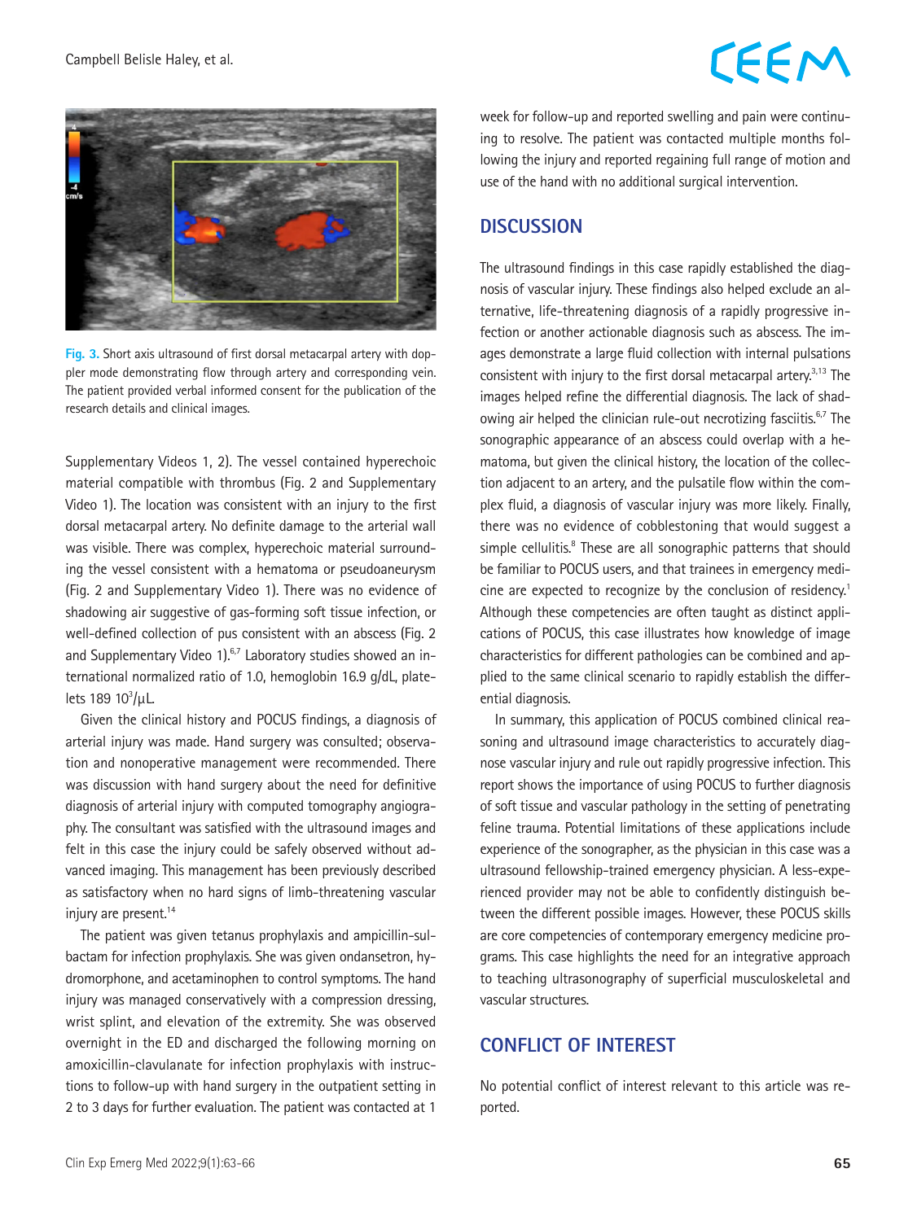Fig. 3. Short axis ultrasound of first dorsal metacarpal artery with doppler mode demonstrating flow through artery and corresponding vein. The patient provided verbal informed consent for the publication of the research details and clinical images.

Supplementary Videos 1, 2). The vessel contained hyperechoic material compatible with thrombus (Fig. 2 and Supplementary Video 1). The location was consistent with an injury to the first dorsal metacarpal artery. No definite damage to the arterial wall was visible. There was complex, hyperechoic material surrounding the vessel consistent with a hematoma or pseudoaneurysm (Fig. 2 and Supplementary Video 1). There was no evidence of shadowing air suggestive of gas-forming soft tissue infection, or well-defined collection of pus consistent with an abscess (Fig. 2 and Supplementary Video 1).[6,7] Laboratory studies showed an international normalized ratio of 1.0, hemoglobin 16.9 g/dL, platelets 189 $10^3$/μL.

Given the clinical history and POCUS findings, a diagnosis of arterial injury was made. Hand surgery was consulted; observation and nonoperative management were recommended. There was discussion with hand surgery about the need for definitive diagnosis of arterial injury with computed tomography angiography. The consultant was satisfied with the ultrasound images and felt in this case the injury could be safely observed without advanced imaging. This management has been previously described as satisfactory when no hard signs of limb-threatening vascular injury are present.[14]

The patient was given tetanus prophylaxis and ampicillin-sulbactam for infection prophylaxis. She was given ondansetron, hydromorphone, and acetaminophen to control symptoms. The hand injury was managed conservatively with a compression dressing, wrist splint, and elevation of the extremity. She was observed overnight in the ED and discharged the following morning on amoxicillin-clavulanate for infection prophylaxis with instructions to follow-up with hand surgery in the outpatient setting in 2 to 3 days for further evaluation. The patient was contacted at 1 week for follow-up and reported swelling and pain were continuing to resolve. The patient was contacted multiple months following the injury and reported regaining full range of motion and use of the hand with no additional surgical intervention.

## DISCUSSION

The ultrasound findings in this case rapidly established the diagnosis of vascular injury. These findings also helped exclude an alternative, life-threatening diagnosis of a rapidly progressive infection or another actionable diagnosis such as abscess. The images demonstrate a large fluid collection with internal pulsations consistent with injury to the first dorsal metacarpal artery.[3,13] The images helped refine the differential diagnosis. The lack of shadowing air helped the clinician rule-out necrotizing fasciitis.[6,7] The sonographic appearance of an abscess could overlap with a hematoma, but given the clinical history, the location of the collection adjacent to an artery, and the pulsatile flow within the complex fluid, a diagnosis of vascular injury was more likely. Finally, there was no evidence of cobblestoning that would suggest a simple cellulitis.[8] These are all sonographic patterns that should be familiar to POCUS users, and that trainees in emergency medicine are expected to recognize by the conclusion of residency.[1] Although these competencies are often taught as distinct applications of POCUS, this case illustrates how knowledge of image characteristics for different pathologies can be combined and applied to the same clinical scenario to rapidly establish the differential diagnosis.

In summary, this application of POCUS combined clinical reasoning and ultrasound image characteristics to accurately diagnose vascular injury and rule out rapidly progressive infection. This report shows the importance of using POCUS to further diagnosis of soft tissue and vascular pathology in the setting of penetrating feline trauma. Potential limitations of these applications include experience of the sonographer, as the physician in this case was a ultrasound fellowship-trained emergency physician. A less-experienced provider may not be able to confidently distinguish between the different possible images. However, these POCUS skills are core competencies of contemporary emergency medicine programs. This case highlights the need for an integrative approach to teaching ultrasonography of superficial musculoskeletal and vascular structures.

## CONFLICT OF INTEREST

No potential conflict of interest relevant to this article was reported.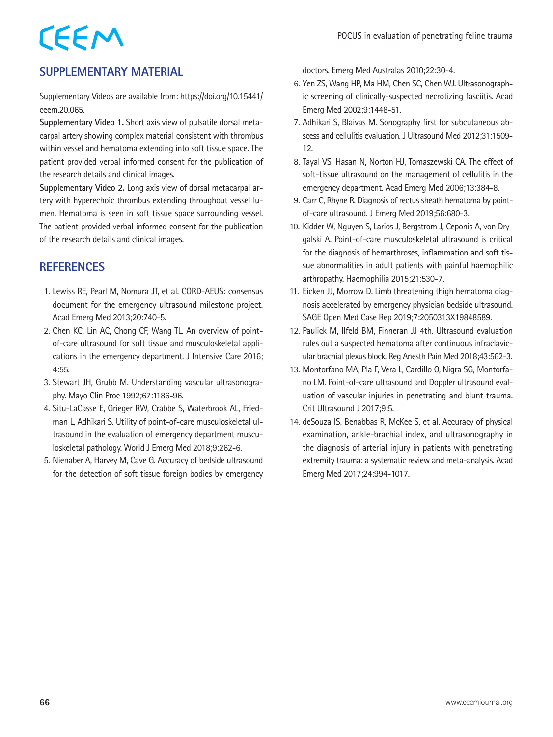## SUPPLEMENTARY MATERIAL

Supplementary Videos are available from: https://doi.org/10.15441/ceem.20.065.

**Supplementary Video 1.** Short axis view of pulsatile dorsal metacarpal artery showing complex material consistent with thrombus within vessel and hematoma extending into soft tissue space. The patient provided verbal informed consent for the publication of the research details and clinical images.

**Supplementary Video 2.** Long axis view of dorsal metacarpal artery with hyperechoic thrombus extending throughout vessel lumen. Hematoma is seen in soft tissue space surrounding vessel. The patient provided verbal informed consent for the publication of the research details and clinical images.

## REFERENCES

1. Lewiss RE, Pearl M, Nomura JT, et al. CORD-AEUS: consensus document for the emergency ultrasound milestone project. Acad Emerg Med 2013;20:740-5.
2. Chen KC, Lin AC, Chong CF, Wang TL. An overview of point-of-care ultrasound for soft tissue and musculoskeletal applications in the emergency department. J Intensive Care 2016;4:55.
3. Stewart JH, Grubb M. Understanding vascular ultrasonography. Mayo Clin Proc 1992;67:1186-96.
4. Situ-LaCasse E, Grieger RW, Crabbe S, Waterbrook AL, Friedman L, Adhikari S. Utility of point-of-care musculoskeletal ultrasound in the evaluation of emergency department musculoskeletal pathology. World J Emerg Med 2018;9:262-6.
5. Nienaber A, Harvey M, Cave G. Accuracy of bedside ultrasound for the detection of soft tissue foreign bodies by emergency doctors. Emerg Med Australas 2010;22:30-4.
6. Yen ZS, Wang HP, Ma HM, Chen SC, Chen WJ. Ultrasonographic screening of clinically-suspected necrotizing fasciitis. Acad Emerg Med 2002;9:1448-51.
7. Adhikari S, Blaivas M. Sonography first for subcutaneous abscess and cellulitis evaluation. J Ultrasound Med 2012;31:1509-12.
8. Tayal VS, Hasan N, Norton HJ, Tomaszewski CA. The effect of soft-tissue ultrasound on the management of cellulitis in the emergency department. Acad Emerg Med 2006;13:384-8.
9. Carr C, Rhyne R. Diagnosis of rectus sheath hematoma by point-of-care ultrasound. J Emerg Med 2019;56:680-3.
10. Kidder W, Nguyen S, Larios J, Bergstrom J, Ceponis A, von Drygalski A. Point-of-care musculoskeletal ultrasound is critical for the diagnosis of hemarthroses, inflammation and soft tissue abnormalities in adult patients with painful haemophilic arthropathy. Haemophilia 2015;21:530-7.
11. Eicken JJ, Morrow D. Limb threatening thigh hematoma diagnosis accelerated by emergency physician bedside ultrasound. SAGE Open Med Case Rep 2019;7:2050313X19848589.
12. Paulick M, Ilfeld BM, Finneran JJ 4th. Ultrasound evaluation rules out a suspected hematoma after continuous infraclavicular brachial plexus block. Reg Anesth Pain Med 2018;43:562-3.
13. Montorfano MA, Pla F, Vera L, Cardillo O, Nigra SG, Montorfano LM. Point-of-care ultrasound and Doppler ultrasound evaluation of vascular injuries in penetrating and blunt trauma. Crit Ultrasound J 2017;9:5.
14. deSouza IS, Benabbas R, McKee S, et al. Accuracy of physical examination, ankle-brachial index, and ultrasonography in the diagnosis of arterial injury in patients with penetrating extremity trauma: a systematic review and meta-analysis. Acad Emerg Med 2017;24:994-1017.